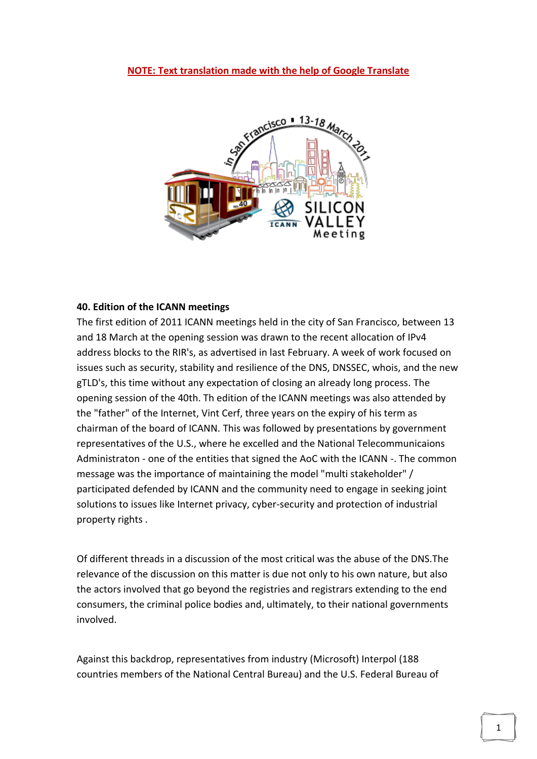**NOTE: Text translation made with the help of Google Translate**

**40. Edition of the ICANN meetings**

The first edition of 2011 ICANN meetings held in the city of San Francisco, between 13 and 18 March at the opening session was drawn to the recent allocation of IPv4 address blocks to the RIR's, as advertised in last February. A week of work focused on issues such as security, stability and resilience of the DNS, DNSSEC, whois, and the new gTLD's, this time without any expectation of closing an already long process. The opening session of the 40th. Th edition of the ICANN meetings was also attended by the "father" of the Internet, Vint Cerf, three years on the expiry of his term as chairman of the board of ICANN. This was followed by presentations by government representatives of the U.S., where he excelled and the National Telecommunicaions Administraton - one of the entities that signed the AoC with the ICANN -. The common message was the importance of maintaining the model "multi stakeholder" / participated defended by ICANN and the community need to engage in seeking joint solutions to issues like Internet privacy, cyber-security and protection of industrial property rights .

Of different threads in a discussion of the most critical was the abuse of the DNS.The relevance of the discussion on this matter is due not only to his own nature, but also the actors involved that go beyond the registries and registrars extending to the end consumers, the criminal police bodies and, ultimately, to their national governments involved.

Against this backdrop, representatives from industry (Microsoft) Interpol (188 countries members of the National Central Bureau) and the U.S. Federal Bureau of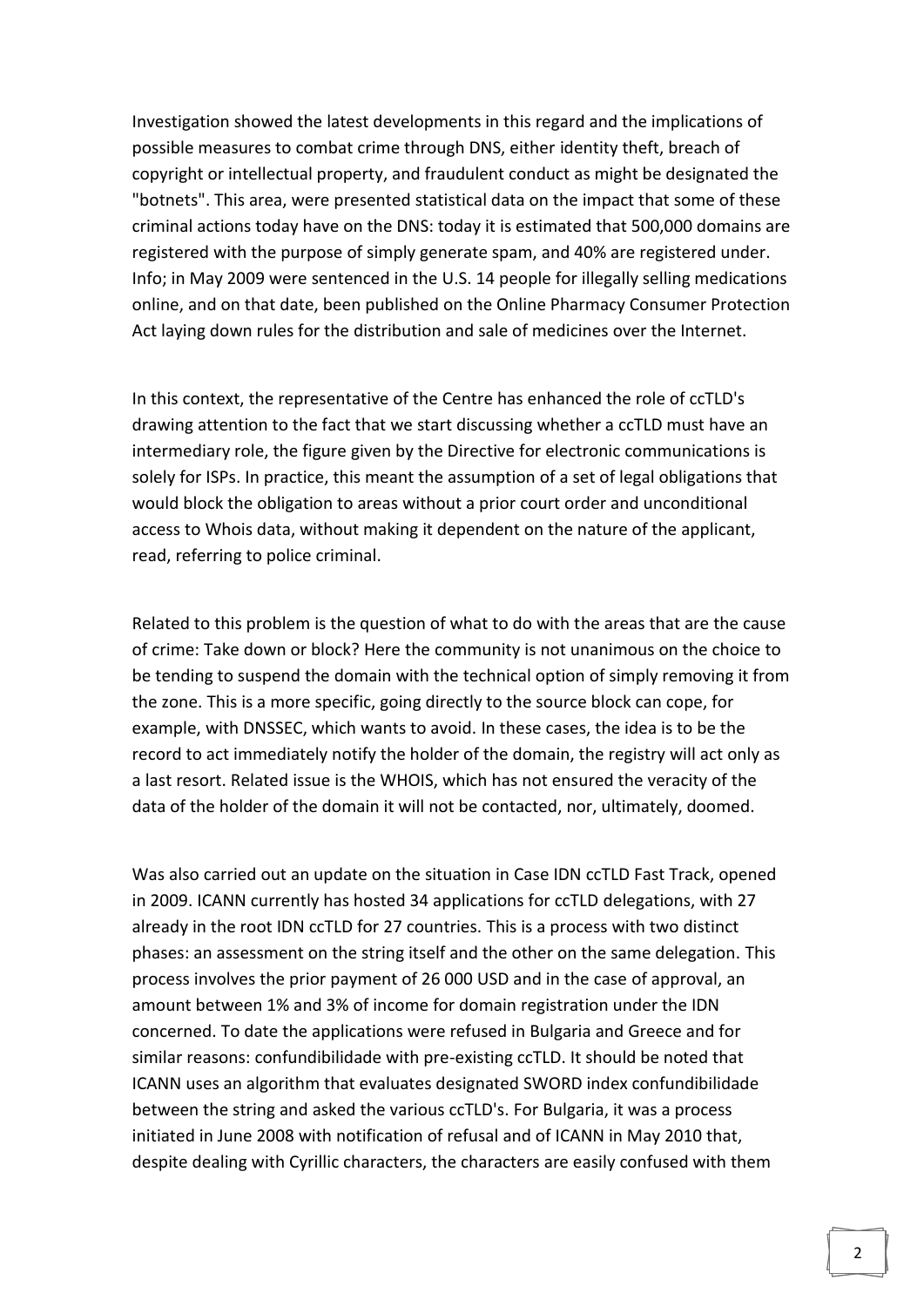Investigation showed the latest developments in this regard and the implications of possible measures to combat crime through DNS, either identity theft, breach of copyright or intellectual property, and fraudulent conduct as might be designated the "botnets". This area, were presented statistical data on the impact that some of these criminal actions today have on the DNS: today it is estimated that 500,000 domains are registered with the purpose of simply generate spam, and 40% are registered under. Info; in May 2009 were sentenced in the U.S. 14 people for illegally selling medications online, and on that date, been published on the Online Pharmacy Consumer Protection Act laying down rules for the distribution and sale of medicines over the Internet.

In this context, the representative of the Centre has enhanced the role of ccTLD's drawing attention to the fact that we start discussing whether a ccTLD must have an intermediary role, the figure given by the Directive for electronic communications is solely for ISPs. In practice, this meant the assumption of a set of legal obligations that would block the obligation to areas without a prior court order and unconditional access to Whois data, without making it dependent on the nature of the applicant, read, referring to police criminal.

Related to this problem is the question of what to do with the areas that are the cause of crime: Take down or block? Here the community is not unanimous on the choice to be tending to suspend the domain with the technical option of simply removing it from the zone. This is a more specific, going directly to the source block can cope, for example, with DNSSEC, which wants to avoid. In these cases, the idea is to be the record to act immediately notify the holder of the domain, the registry will act only as a last resort. Related issue is the WHOIS, which has not ensured the veracity of the data of the holder of the domain it will not be contacted, nor, ultimately, doomed.

Was also carried out an update on the situation in Case IDN ccTLD Fast Track, opened in 2009. ICANN currently has hosted 34 applications for ccTLD delegations, with 27 already in the root IDN ccTLD for 27 countries. This is a process with two distinct phases: an assessment on the string itself and the other on the same delegation. This process involves the prior payment of 26 000 USD and in the case of approval, an amount between 1% and 3% of income for domain registration under the IDN concerned. To date the applications were refused in Bulgaria and Greece and for similar reasons: confundibilidade with pre-existing ccTLD. It should be noted that ICANN uses an algorithm that evaluates designated SWORD index confundibilidade between the string and asked the various ccTLD's. For Bulgaria, it was a process initiated in June 2008 with notification of refusal and of ICANN in May 2010 that, despite dealing with Cyrillic characters, the characters are easily confused with them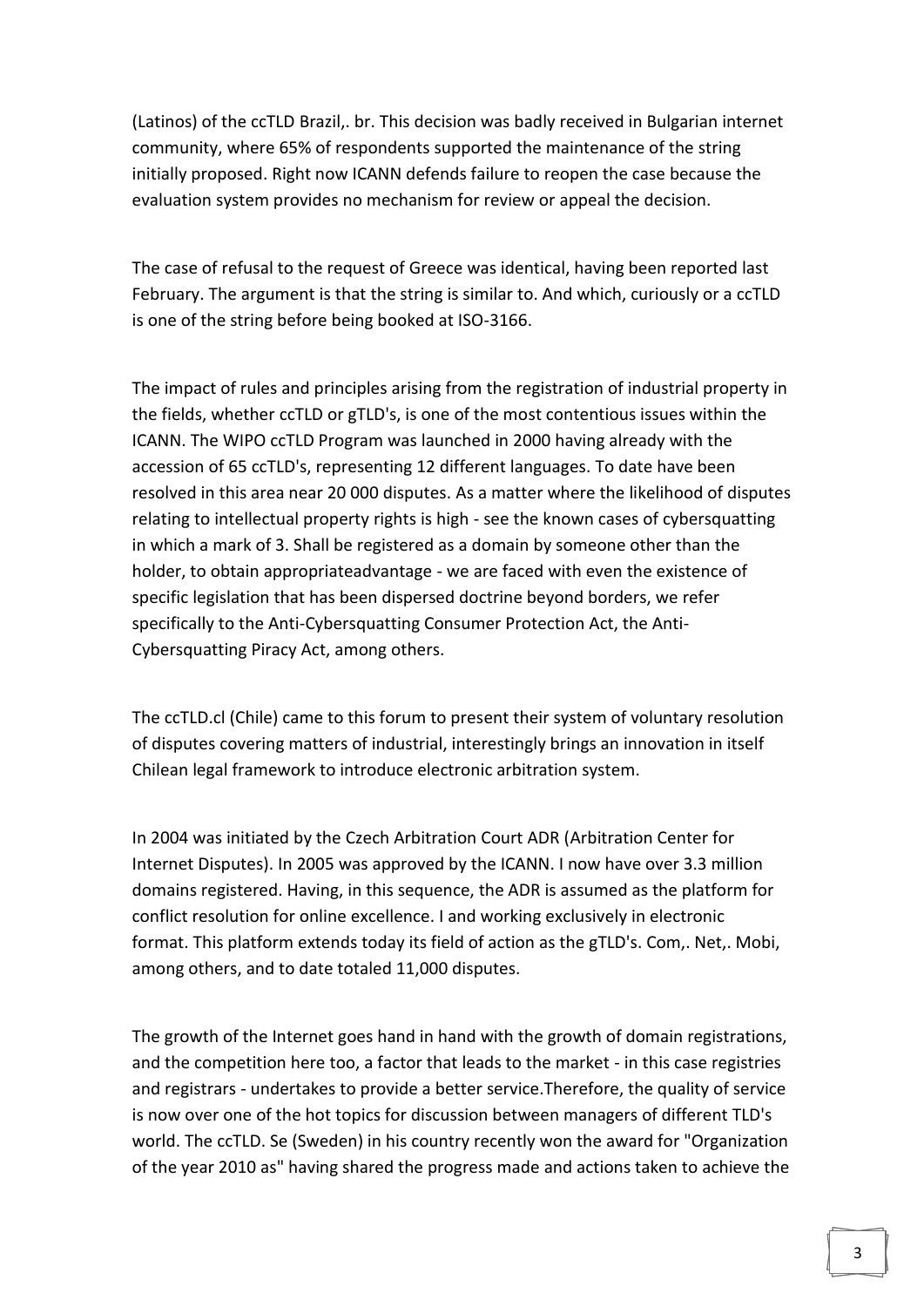(Latinos) of the ccTLD Brazil,. br. This decision was badly received in Bulgarian internet community, where 65% of respondents supported the maintenance of the string initially proposed. Right now ICANN defends failure to reopen the case because the evaluation system provides no mechanism for review or appeal the decision.

The case of refusal to the request of Greece was identical, having been reported last February. The argument is that the string is similar to. And which, curiously or a ccTLD is one of the string before being booked at ISO-3166.

The impact of rules and principles arising from the registration of industrial property in the fields, whether ccTLD or gTLD's, is one of the most contentious issues within the ICANN. The WIPO ccTLD Program was launched in 2000 having already with the accession of 65 ccTLD's, representing 12 different languages. To date have been resolved in this area near 20 000 disputes. As a matter where the likelihood of disputes relating to intellectual property rights is high - see the known cases of cybersquatting in which a mark of 3. Shall be registered as a domain by someone other than the holder, to obtain appropriateadvantage - we are faced with even the existence of specific legislation that has been dispersed doctrine beyond borders, we refer specifically to the Anti-Cybersquatting Consumer Protection Act, the Anti-Cybersquatting Piracy Act, among others.

The ccTLD.cl (Chile) came to this forum to present their system of voluntary resolution of disputes covering matters of industrial, interestingly brings an innovation in itself Chilean legal framework to introduce electronic arbitration system.

In 2004 was initiated by the Czech Arbitration Court ADR (Arbitration Center for Internet Disputes). In 2005 was approved by the ICANN. I now have over 3.3 million domains registered. Having, in this sequence, the ADR is assumed as the platform for conflict resolution for online excellence. I and working exclusively in electronic format. This platform extends today its field of action as the gTLD's. Com,. Net,. Mobi, among others, and to date totaled 11,000 disputes.

The growth of the Internet goes hand in hand with the growth of domain registrations, and the competition here too, a factor that leads to the market - in this case registries and registrars - undertakes to provide a better service.Therefore, the quality of service is now over one of the hot topics for discussion between managers of different TLD's world. The ccTLD. Se (Sweden) in his country recently won the award for "Organization of the year 2010 as" having shared the progress made and actions taken to achieve the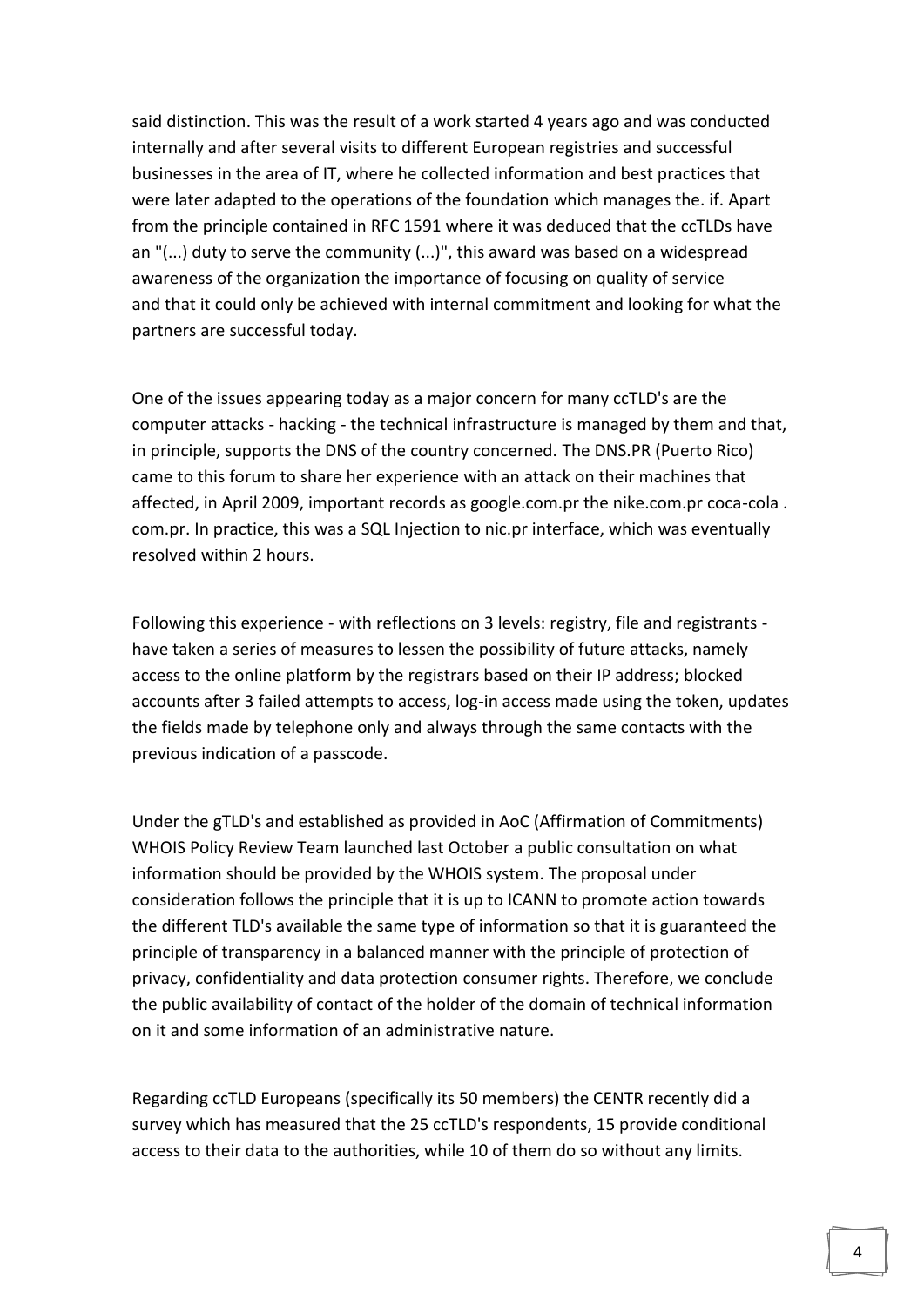said distinction. This was the result of a work started 4 years ago and was conducted internally and after several visits to different European registries and successful businesses in the area of IT, where he collected information and best practices that were later adapted to the operations of the foundation which manages the. if. Apart from the principle contained in RFC 1591 where it was deduced that the ccTLDs have an "(...) duty to serve the community (...)", this award was based on a widespread awareness of the organization the importance of focusing on quality of service and that it could only be achieved with internal commitment and looking for what the partners are successful today.

One of the issues appearing today as a major concern for many ccTLD's are the computer attacks - hacking - the technical infrastructure is managed by them and that, in principle, supports the DNS of the country concerned. The DNS.PR (Puerto Rico) came to this forum to share her experience with an attack on their machines that affected, in April 2009, important records as google.com.pr the nike.com.pr coca-cola . com.pr. In practice, this was a SQL Injection to nic.pr interface, which was eventually resolved within 2 hours.

Following this experience - with reflections on 3 levels: registry, file and registrants - have taken a series of measures to lessen the possibility of future attacks, namely access to the online platform by the registrars based on their IP address; blocked accounts after 3 failed attempts to access, log-in access made using the token, updates the fields made by telephone only and always through the same contacts with the previous indication of a passcode.

Under the gTLD's and established as provided in AoC (Affirmation of Commitments) WHOIS Policy Review Team launched last October a public consultation on what information should be provided by the WHOIS system. The proposal under consideration follows the principle that it is up to ICANN to promote action towards the different TLD's available the same type of information so that it is guaranteed the principle of transparency in a balanced manner with the principle of protection of privacy, confidentiality and data protection consumer rights. Therefore, we conclude the public availability of contact of the holder of the domain of technical information on it and some information of an administrative nature.

Regarding ccTLD Europeans (specifically its 50 members) the CENTR recently did a survey which has measured that the 25 ccTLD's respondents, 15 provide conditional access to their data to the authorities, while 10 of them do so without any limits.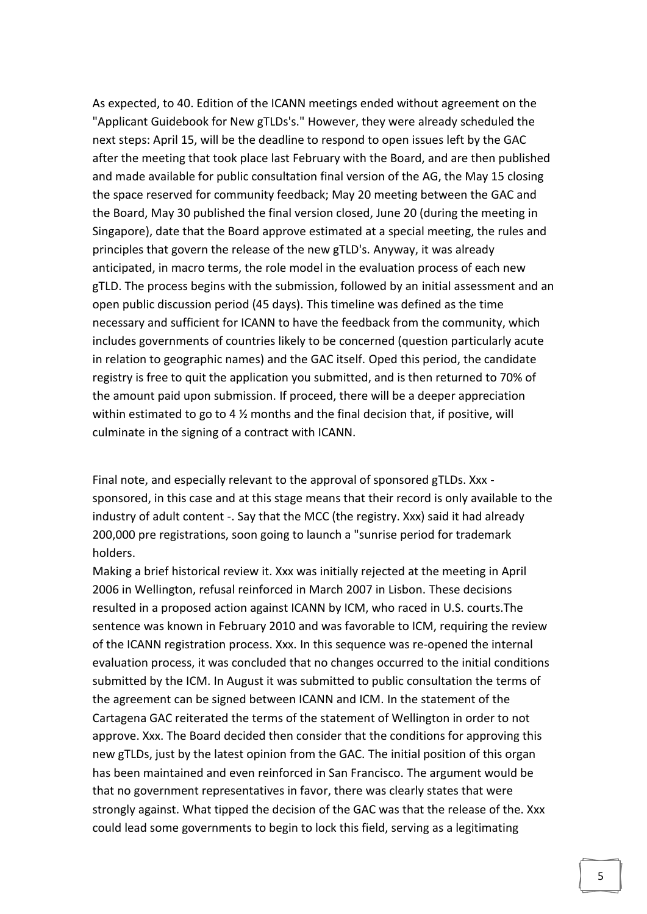As expected, to 40. Edition of the ICANN meetings ended without agreement on the "Applicant Guidebook for New gTLDs's." However, they were already scheduled the next steps: April 15, will be the deadline to respond to open issues left by the GAC after the meeting that took place last February with the Board, and are then published and made available for public consultation final version of the AG, the May 15 closing the space reserved for community feedback; May 20 meeting between the GAC and the Board, May 30 published the final version closed, June 20 (during the meeting in Singapore), date that the Board approve estimated at a special meeting, the rules and principles that govern the release of the new gTLD's. Anyway, it was already anticipated, in macro terms, the role model in the evaluation process of each new gTLD. The process begins with the submission, followed by an initial assessment and an open public discussion period (45 days). This timeline was defined as the time necessary and sufficient for ICANN to have the feedback from the community, which includes governments of countries likely to be concerned (question particularly acute in relation to geographic names) and the GAC itself. Oped this period, the candidate registry is free to quit the application you submitted, and is then returned to 70% of the amount paid upon submission. If proceed, there will be a deeper appreciation within estimated to go to 4 ½ months and the final decision that, if positive, will culminate in the signing of a contract with ICANN.

Final note, and especially relevant to the approval of sponsored gTLDs. Xxx - sponsored, in this case and at this stage means that their record is only available to the industry of adult content -. Say that the MCC (the registry. Xxx) said it had already 200,000 pre registrations, soon going to launch a "sunrise period for trademark holders.

Making a brief historical review it. Xxx was initially rejected at the meeting in April 2006 in Wellington, refusal reinforced in March 2007 in Lisbon. These decisions resulted in a proposed action against ICANN by ICM, who raced in U.S. courts.The sentence was known in February 2010 and was favorable to ICM, requiring the review of the ICANN registration process. Xxx. In this sequence was re-opened the internal evaluation process, it was concluded that no changes occurred to the initial conditions submitted by the ICM. In August it was submitted to public consultation the terms of the agreement can be signed between ICANN and ICM. In the statement of the Cartagena GAC reiterated the terms of the statement of Wellington in order to not approve. Xxx. The Board decided then consider that the conditions for approving this new gTLDs, just by the latest opinion from the GAC. The initial position of this organ has been maintained and even reinforced in San Francisco. The argument would be that no government representatives in favor, there was clearly states that were strongly against. What tipped the decision of the GAC was that the release of the. Xxx could lead some governments to begin to lock this field, serving as a legitimating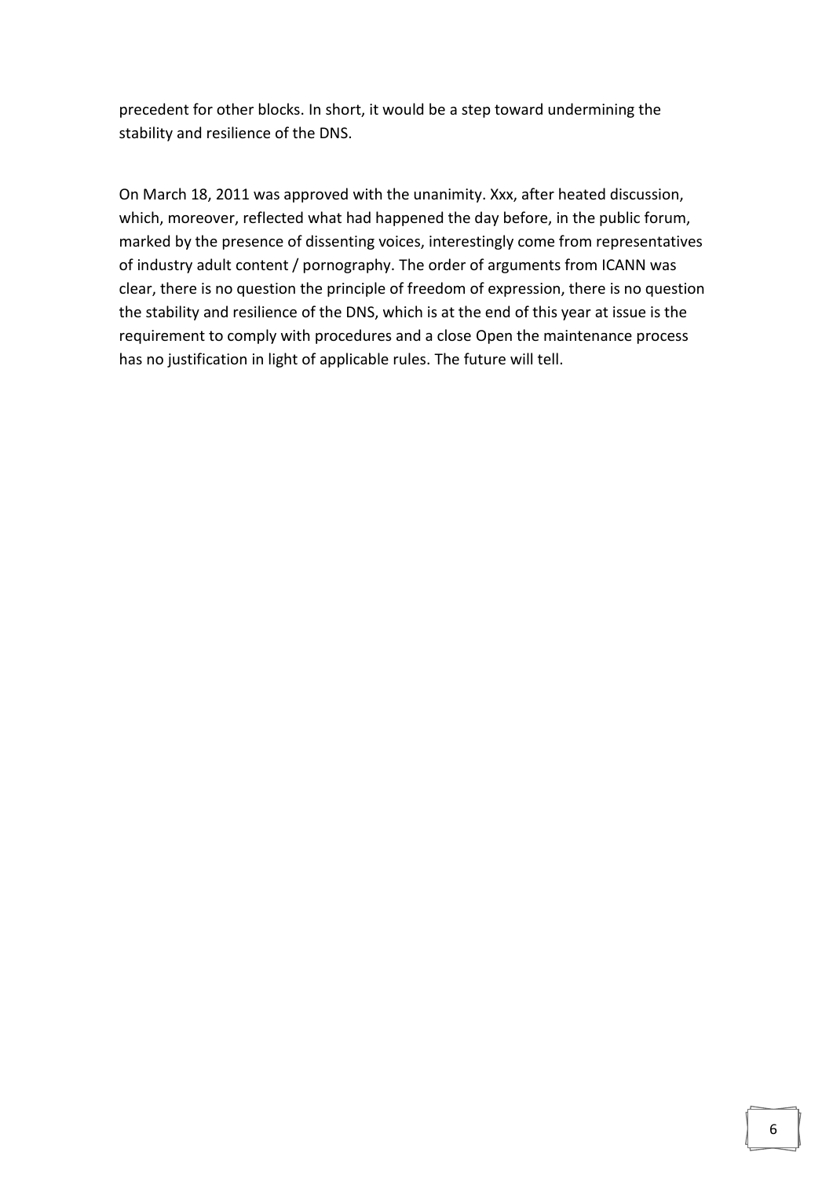precedent for other blocks. In short, it would be a step toward undermining the stability and resilience of the DNS.

On March 18, 2011 was approved with the unanimity. Xxx, after heated discussion, which, moreover, reflected what had happened the day before, in the public forum, marked by the presence of dissenting voices, interestingly come from representatives of industry adult content / pornography. The order of arguments from ICANN was clear, there is no question the principle of freedom of expression, there is no question the stability and resilience of the DNS, which is at the end of this year at issue is the requirement to comply with procedures and a close Open the maintenance process has no justification in light of applicable rules. The future will tell.